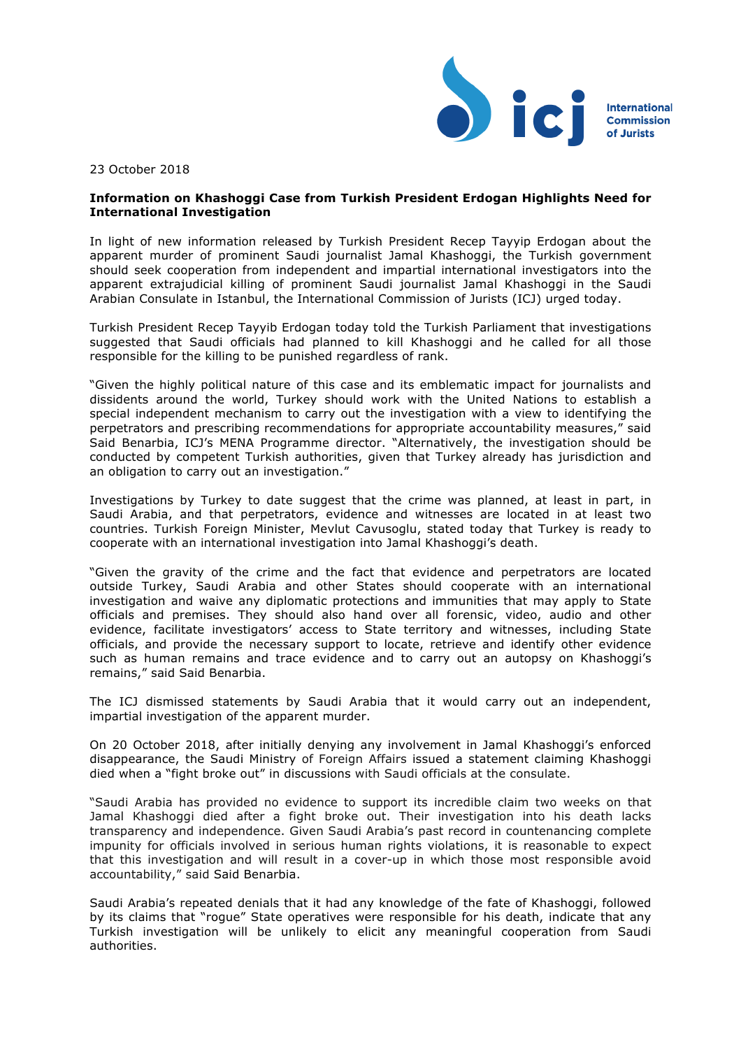International Commission of Jurists

23 October 2018

**Information on Khashoggi Case from Turkish President Erdogan Highlights Need for International Investigation**

In light of new information released by Turkish President Recep Tayyip Erdogan about the apparent murder of prominent Saudi journalist Jamal Khashoggi, the Turkish government should seek cooperation from independent and impartial international investigators into the apparent extrajudicial killing of prominent Saudi journalist Jamal Khashoggi in the Saudi Arabian Consulate in Istanbul, the International Commission of Jurists (ICJ) urged today.

Turkish President Recep Tayyib Erdogan today told the Turkish Parliament that investigations suggested that Saudi officials had planned to kill Khashoggi and he called for all those responsible for the killing to be punished regardless of rank.

"Given the highly political nature of this case and its emblematic impact for journalists and dissidents around the world, Turkey should work with the United Nations to establish a special independent mechanism to carry out the investigation with a view to identifying the perpetrators and prescribing recommendations for appropriate accountability measures," said Said Benarbia, ICJ's MENA Programme director. "Alternatively, the investigation should be conducted by competent Turkish authorities, given that Turkey already has jurisdiction and an obligation to carry out an investigation."

Investigations by Turkey to date suggest that the crime was planned, at least in part, in Saudi Arabia, and that perpetrators, evidence and witnesses are located in at least two countries. Turkish Foreign Minister, Mevlut Cavusoglu, stated today that Turkey is ready to cooperate with an international investigation into Jamal Khashoggi's death.

"Given the gravity of the crime and the fact that evidence and perpetrators are located outside Turkey, Saudi Arabia and other States should cooperate with an international investigation and waive any diplomatic protections and immunities that may apply to State officials and premises. They should also hand over all forensic, video, audio and other evidence, facilitate investigators' access to State territory and witnesses, including State officials, and provide the necessary support to locate, retrieve and identify other evidence such as human remains and trace evidence and to carry out an autopsy on Khashoggi's remains," said Said Benarbia.

The ICJ dismissed statements by Saudi Arabia that it would carry out an independent, impartial investigation of the apparent murder.

On 20 October 2018, after initially denying any involvement in Jamal Khashoggi's enforced disappearance, the Saudi Ministry of Foreign Affairs issued a statement claiming Khashoggi died when a "fight broke out" in discussions with Saudi officials at the consulate.

"Saudi Arabia has provided no evidence to support its incredible claim two weeks on that Jamal Khashoggi died after a fight broke out. Their investigation into his death lacks transparency and independence. Given Saudi Arabia's past record in countenancing complete impunity for officials involved in serious human rights violations, it is reasonable to expect that this investigation and will result in a cover-up in which those most responsible avoid accountability," said Said Benarbia.

Saudi Arabia's repeated denials that it had any knowledge of the fate of Khashoggi, followed by its claims that "rogue" State operatives were responsible for his death, indicate that any Turkish investigation will be unlikely to elicit any meaningful cooperation from Saudi authorities.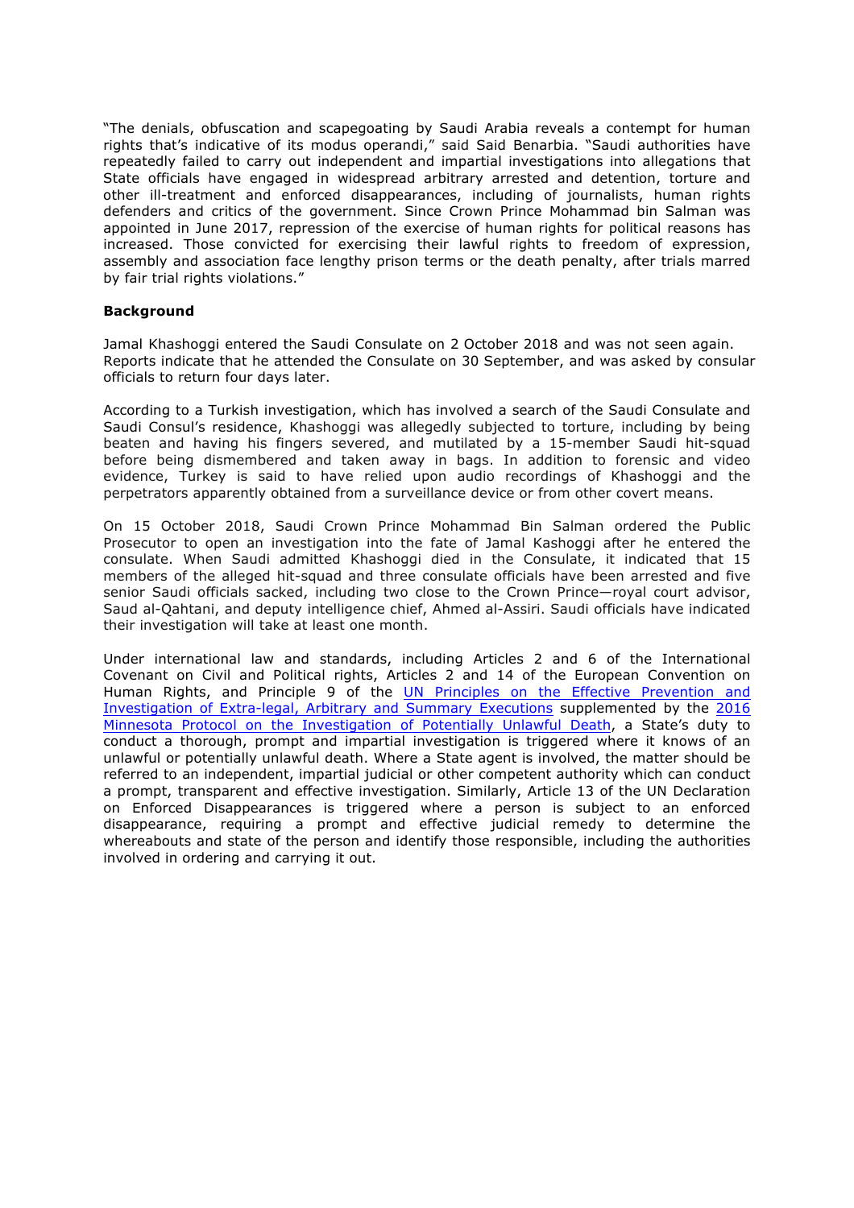"The denials, obfuscation and scapegoating by Saudi Arabia reveals a contempt for human rights that's indicative of its modus operandi," said Said Benarbia. "Saudi authorities have repeatedly failed to carry out independent and impartial investigations into allegations that State officials have engaged in widespread arbitrary arrested and detention, torture and other ill-treatment and enforced disappearances, including of journalists, human rights defenders and critics of the government. Since Crown Prince Mohammad bin Salman was appointed in June 2017, repression of the exercise of human rights for political reasons has increased. Those convicted for exercising their lawful rights to freedom of expression, assembly and association face lengthy prison terms or the death penalty, after trials marred by fair trial rights violations."

**Background**

Jamal Khashoggi entered the Saudi Consulate on 2 October 2018 and was not seen again. Reports indicate that he attended the Consulate on 30 September, and was asked by consular officials to return four days later.

According to a Turkish investigation, which has involved a search of the Saudi Consulate and Saudi Consul's residence, Khashoggi was allegedly subjected to torture, including by being beaten and having his fingers severed, and mutilated by a 15-member Saudi hit-squad before being dismembered and taken away in bags. In addition to forensic and video evidence, Turkey is said to have relied upon audio recordings of Khashoggi and the perpetrators apparently obtained from a surveillance device or from other covert means.

On 15 October 2018, Saudi Crown Prince Mohammad Bin Salman ordered the Public Prosecutor to open an investigation into the fate of Jamal Kashoggi after he entered the consulate. When Saudi admitted Khashoggi died in the Consulate, it indicated that 15 members of the alleged hit-squad and three consulate officials have been arrested and five senior Saudi officials sacked, including two close to the Crown Prince—royal court advisor, Saud al-Qahtani, and deputy intelligence chief, Ahmed al-Assiri. Saudi officials have indicated their investigation will take at least one month.

Under international law and standards, including Articles 2 and 6 of the International Covenant on Civil and Political rights, Articles 2 and 14 of the European Convention on Human Rights, and Principle 9 of the UN Principles on the Effective Prevention and Investigation of Extra-legal, Arbitrary and Summary Executions supplemented by the 2016 Minnesota Protocol on the Investigation of Potentially Unlawful Death, a State's duty to conduct a thorough, prompt and impartial investigation is triggered where it knows of an unlawful or potentially unlawful death. Where a State agent is involved, the matter should be referred to an independent, impartial judicial or other competent authority which can conduct a prompt, transparent and effective investigation. Similarly, Article 13 of the UN Declaration on Enforced Disappearances is triggered where a person is subject to an enforced disappearance, requiring a prompt and effective judicial remedy to determine the whereabouts and state of the person and identify those responsible, including the authorities involved in ordering and carrying it out.